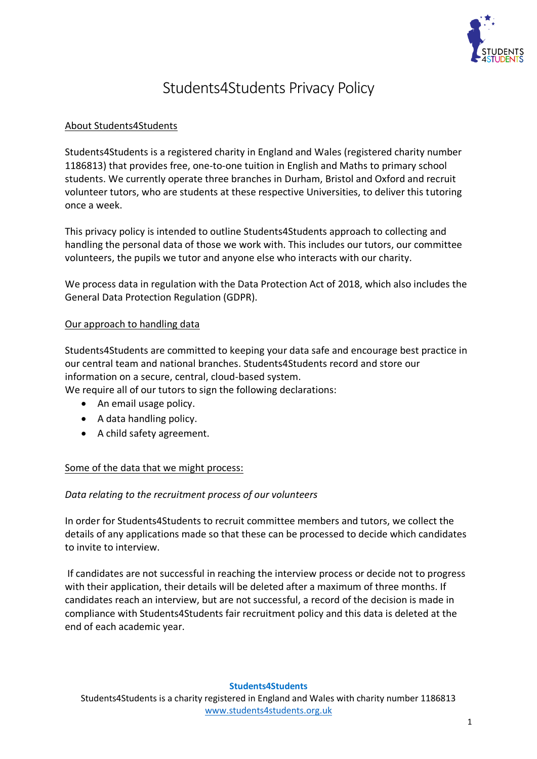# Students4Students Privacy Policy

## About Students4Students

Students4Students is a registered charity in England and Wales (registered charity number 1186813) that provides free, one-to-one tuition in English and Maths to primary school students. We currently operate three branches in Durham, Bristol and Oxford and recruit volunteer tutors, who are students at these respective Universities, to deliver this tutoring once a week.

This privacy policy is intended to outline Students4Students approach to collecting and handling the personal data of those we work with. This includes our tutors, our committee volunteers, the pupils we tutor and anyone else who interacts with our charity.

We process data in regulation with the Data Protection Act of 2018, which also includes the General Data Protection Regulation (GDPR).

## Our approach to handling data

Students4Students are committed to keeping your data safe and encourage best practice in our central team and national branches. Students4Students record and store our information on a secure, central, cloud-based system.

We require all of our tutors to sign the following declarations:

- An email usage policy.
- A data handling policy.
- A child safety agreement.

## Some of the data that we might process:

*Data relating to the recruitment process of our volunteers*

In order for Students4Students to recruit committee members and tutors, we collect the details of any applications made so that these can be processed to decide which candidates to invite to interview.

If candidates are not successful in reaching the interview process or decide not to progress with their application, their details will be deleted after a maximum of three months. If candidates reach an interview, but are not successful, a record of the decision is made in compliance with Students4Students fair recruitment policy and this data is deleted at the end of each academic year.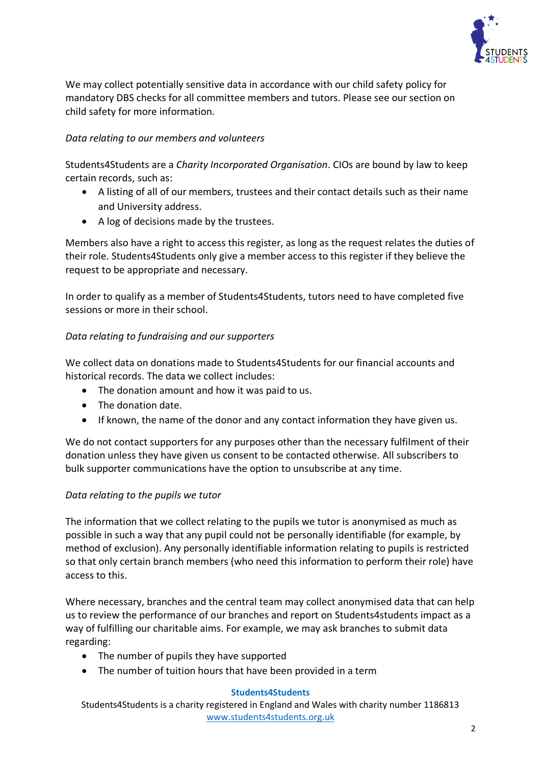We may collect potentially sensitive data in accordance with our child safety policy for mandatory DBS checks for all committee members and tutors. Please see our section on child safety for more information.

*Data relating to our members and volunteers*

Students4Students are a *Charity Incorporated Organisation*. CIOs are bound by law to keep certain records, such as:

- A listing of all of our members, trustees and their contact details such as their name and University address.
- A log of decisions made by the trustees.

Members also have a right to access this register, as long as the request relates the duties of their role. Students4Students only give a member access to this register if they believe the request to be appropriate and necessary.

In order to qualify as a member of Students4Students, tutors need to have completed five sessions or more in their school.

*Data relating to fundraising and our supporters*

We collect data on donations made to Students4Students for our financial accounts and historical records. The data we collect includes:

- The donation amount and how it was paid to us.
- The donation date.
- If known, the name of the donor and any contact information they have given us.

We do not contact supporters for any purposes other than the necessary fulfilment of their donation unless they have given us consent to be contacted otherwise. All subscribers to bulk supporter communications have the option to unsubscribe at any time.

*Data relating to the pupils we tutor*

The information that we collect relating to the pupils we tutor is anonymised as much as possible in such a way that any pupil could not be personally identifiable (for example, by method of exclusion). Any personally identifiable information relating to pupils is restricted so that only certain branch members (who need this information to perform their role) have access to this.

Where necessary, branches and the central team may collect anonymised data that can help us to review the performance of our branches and report on Students4students impact as a way of fulfilling our charitable aims. For example, we may ask branches to submit data regarding:

- The number of pupils they have supported
- The number of tuition hours that have been provided in a term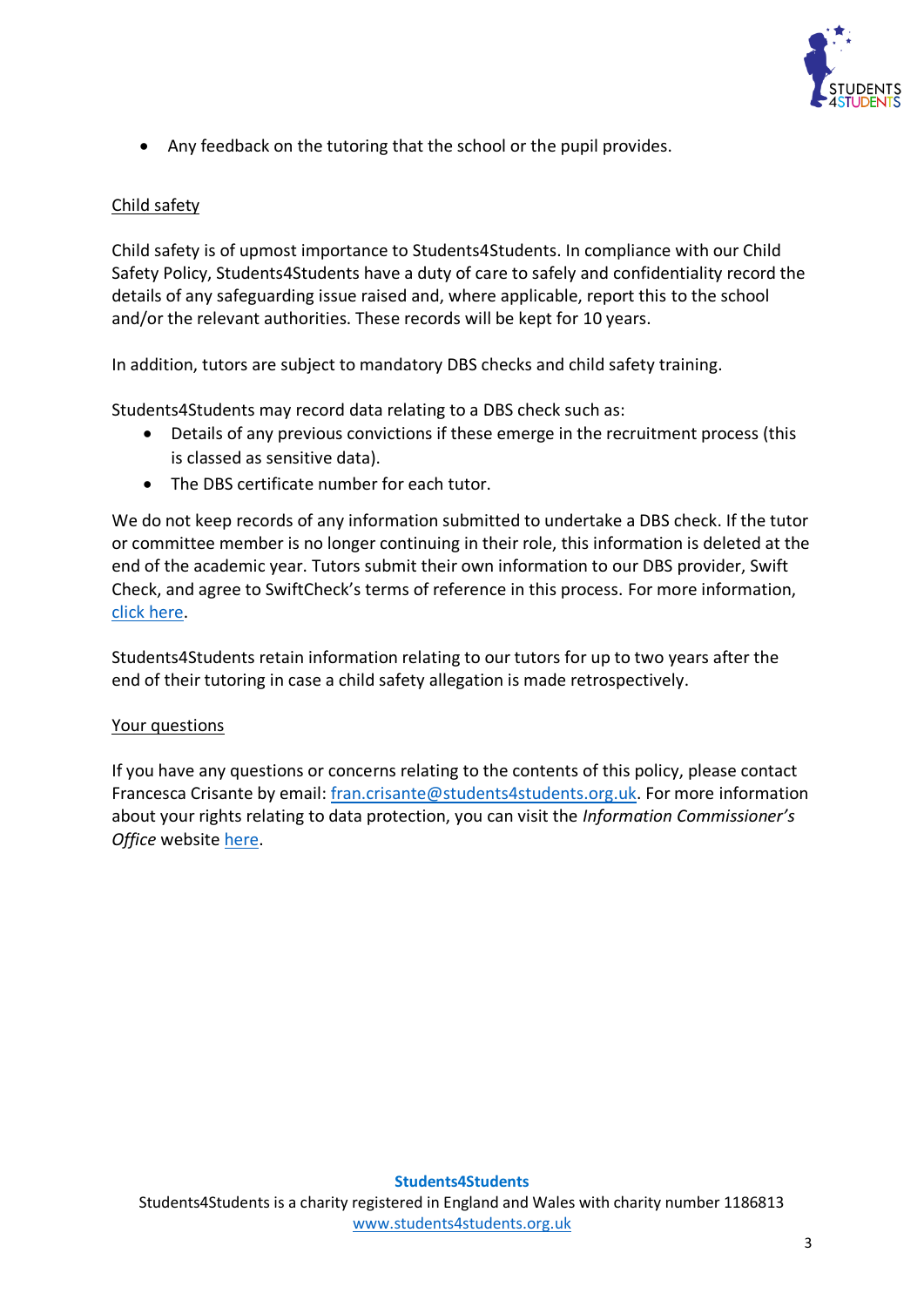- Any feedback on the tutoring that the school or the pupil provides.

## Child safety

Child safety is of upmost importance to Students4Students. In compliance with our Child Safety Policy, Students4Students have a duty of care to safely and confidentiality record the details of any safeguarding issue raised and, where applicable, report this to the school and/or the relevant authorities. These records will be kept for 10 years.

In addition, tutors are subject to mandatory DBS checks and child safety training.

Students4Students may record data relating to a DBS check such as:

- Details of any previous convictions if these emerge in the recruitment process (this is classed as sensitive data).
- The DBS certificate number for each tutor.

We do not keep records of any information submitted to undertake a DBS check. If the tutor or committee member is no longer continuing in their role, this information is deleted at the end of the academic year. Tutors submit their own information to our DBS provider, Swift Check, and agree to SwiftCheck's terms of reference in this process. For more information, click here.

Students4Students retain information relating to our tutors for up to two years after the end of their tutoring in case a child safety allegation is made retrospectively.

## Your questions

If you have any questions or concerns relating to the contents of this policy, please contact Francesca Crisante by email: fran.crisante@students4students.org.uk. For more information about your rights relating to data protection, you can visit the *Information Commissioner's Office* website here.

**Students4Students**

Students4Students is a charity registered in England and Wales with charity number 1186813
www.students4students.org.uk